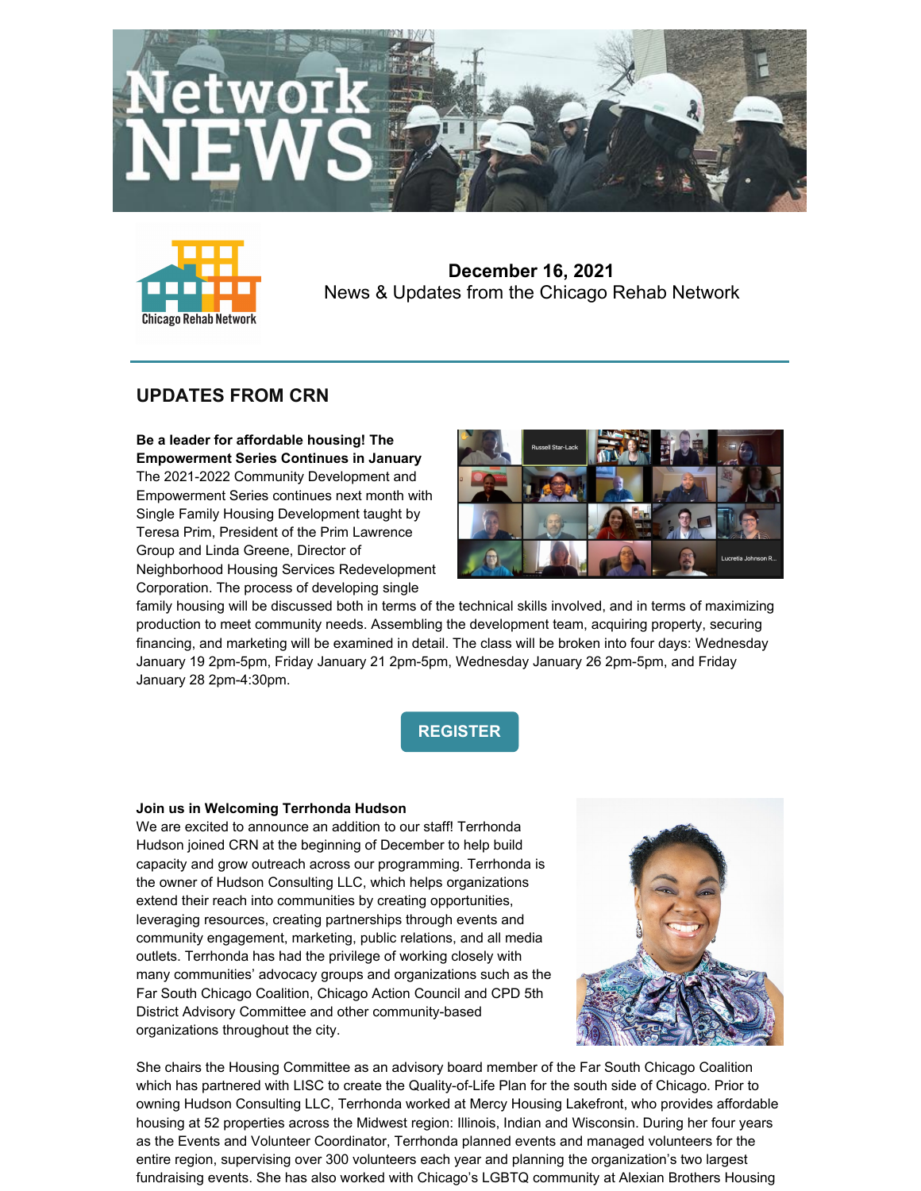# Network NEWS

**December 16, 2021**
News & Updates from the Chicago Rehab Network

## UPDATES FROM CRN

**Be a leader for affordable housing! The Empowerment Series Continues in January**

The 2021-2022 Community Development and Empowerment Series continues next month with Single Family Housing Development taught by Teresa Prim, President of the Prim Lawrence Group and Linda Greene, Director of Neighborhood Housing Services Redevelopment Corporation. The process of developing single family housing will be discussed both in terms of the technical skills involved, and in terms of maximizing production to meet community needs. Assembling the development team, acquiring property, securing financing, and marketing will be examined in detail. The class will be broken into four days: Wednesday January 19 2pm-5pm, Friday January 21 2pm-5pm, Wednesday January 26 2pm-5pm, and Friday January 28 2pm-4:30pm.

**REGISTER**

**Join us in Welcoming Terrhonda Hudson**

We are excited to announce an addition to our staff! Terrhonda Hudson joined CRN at the beginning of December to help build capacity and grow outreach across our programming. Terrhonda is the owner of Hudson Consulting LLC, which helps organizations extend their reach into communities by creating opportunities, leveraging resources, creating partnerships through events and community engagement, marketing, public relations, and all media outlets. Terrhonda has had the privilege of working closely with many communities' advocacy groups and organizations such as the Far South Chicago Coalition, Chicago Action Council and CPD 5th District Advisory Committee and other community-based organizations throughout the city.

She chairs the Housing Committee as an advisory board member of the Far South Chicago Coalition which has partnered with LISC to create the Quality-of-Life Plan for the south side of Chicago. Prior to owning Hudson Consulting LLC, Terrhonda worked at Mercy Housing Lakefront, who provides affordable housing at 52 properties across the Midwest region: Illinois, Indian and Wisconsin. During her four years as the Events and Volunteer Coordinator, Terrhonda planned events and managed volunteers for the entire region, supervising over 300 volunteers each year and planning the organization's two largest fundraising events. She has also worked with Chicago's LGBTQ community at Alexian Brothers Housing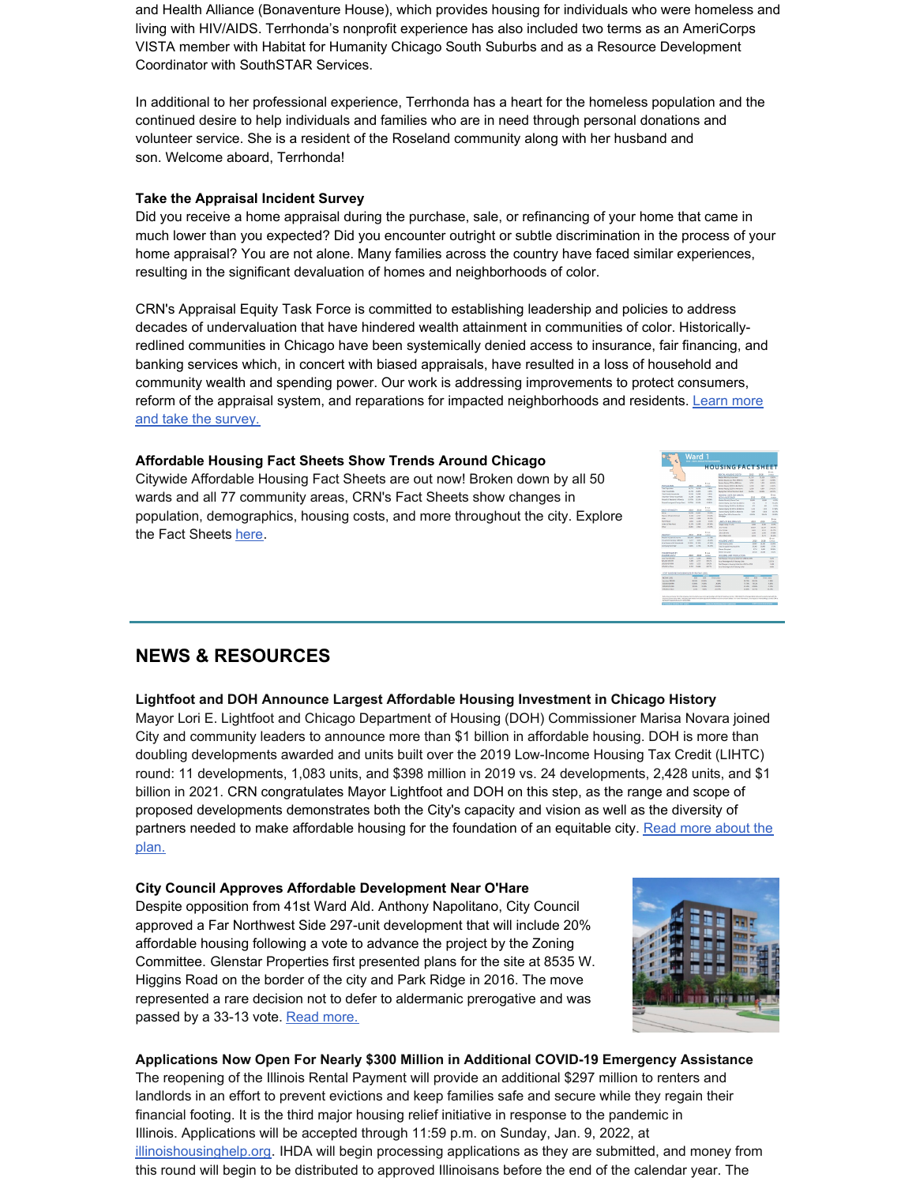and Health Alliance (Bonaventure House), which provides housing for individuals who were homeless and living with HIV/AIDS. Terrhonda's nonprofit experience has also included two terms as an AmeriCorps VISTA member with Habitat for Humanity Chicago South Suburbs and as a Resource Development Coordinator with SouthSTAR Services.

In additional to her professional experience, Terrhonda has a heart for the homeless population and the continued desire to help individuals and families who are in need through personal donations and volunteer service. She is a resident of the Roseland community along with her husband and son. Welcome aboard, Terrhonda!

**Take the Appraisal Incident Survey**

Did you receive a home appraisal during the purchase, sale, or refinancing of your home that came in much lower than you expected? Did you encounter outright or subtle discrimination in the process of your home appraisal? You are not alone. Many families across the country have faced similar experiences, resulting in the significant devaluation of homes and neighborhoods of color.

CRN's Appraisal Equity Task Force is committed to establishing leadership and policies to address decades of undervaluation that have hindered wealth attainment in communities of color. Historically-redlined communities in Chicago have been systemically denied access to insurance, fair financing, and banking services which, in concert with biased appraisals, have resulted in a loss of household and community wealth and spending power. Our work is addressing improvements to protect consumers, reform of the appraisal system, and reparations for impacted neighborhoods and residents. Learn more and take the survey.

**Affordable Housing Fact Sheets Show Trends Around Chicago**

Citywide Affordable Housing Fact Sheets are out now! Broken down by all 50 wards and all 77 community areas, CRN's Fact Sheets show changes in population, demographics, housing costs, and more throughout the city. Explore the Fact Sheets here.

## NEWS & RESOURCES

**Lightfoot and DOH Announce Largest Affordable Housing Investment in Chicago History**

Mayor Lori E. Lightfoot and Chicago Department of Housing (DOH) Commissioner Marisa Novara joined City and community leaders to announce more than $1 billion in affordable housing. DOH is more than doubling developments awarded and units built over the 2019 Low-Income Housing Tax Credit (LIHTC) round: 11 developments, 1,083 units, and $398 million in 2019 vs. 24 developments, 2,428 units, and $1 billion in 2021. CRN congratulates Mayor Lightfoot and DOH on this step, as the range and scope of proposed developments demonstrates both the City's capacity and vision as well as the diversity of partners needed to make affordable housing for the foundation of an equitable city. Read more about the plan.

**City Council Approves Affordable Development Near O'Hare**

Despite opposition from 41st Ward Ald. Anthony Napolitano, City Council approved a Far Northwest Side 297-unit development that will include 20% affordable housing following a vote to advance the project by the Zoning Committee. Glenstar Properties first presented plans for the site at 8535 W. Higgins Road on the border of the city and Park Ridge in 2016. The move represented a rare decision not to defer to aldermanic prerogative and was passed by a 33-13 vote. Read more.

**Applications Now Open For Nearly $300 Million in Additional COVID-19 Emergency Assistance**

The reopening of the Illinois Rental Payment will provide an additional $297 million to renters and landlords in an effort to prevent evictions and keep families safe and secure while they regain their financial footing. It is the third major housing relief initiative in response to the pandemic in Illinois. Applications will be accepted through 11:59 p.m. on Sunday, Jan. 9, 2022, at illinoishousinghelp.org. IHDA will begin processing applications as they are submitted, and money from this round will begin to be distributed to approved Illinoisans before the end of the calendar year. The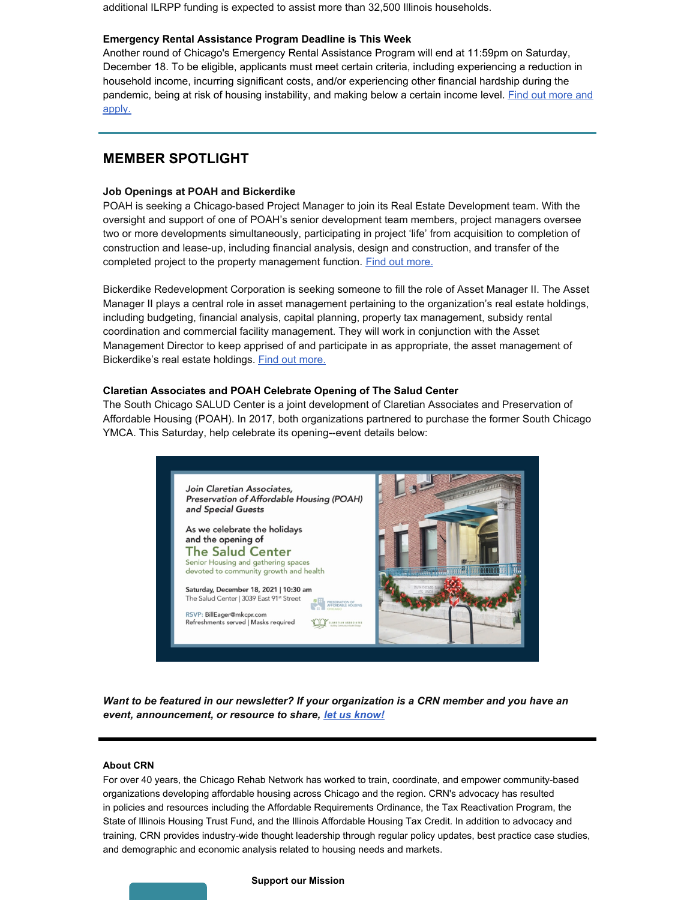additional ILRPP funding is expected to assist more than 32,500 Illinois households.

**Emergency Rental Assistance Program Deadline is This Week**

Another round of Chicago's Emergency Rental Assistance Program will end at 11:59pm on Saturday, December 18. To be eligible, applicants must meet certain criteria, including experiencing a reduction in household income, incurring significant costs, and/or experiencing other financial hardship during the pandemic, being at risk of housing instability, and making below a certain income level. Find out more and apply.

---

## MEMBER SPOTLIGHT

**Job Openings at POAH and Bickerdike**

POAH is seeking a Chicago-based Project Manager to join its Real Estate Development team. With the oversight and support of one of POAH's senior development team members, project managers oversee two or more developments simultaneously, participating in project 'life' from acquisition to completion of construction and lease-up, including financial analysis, design and construction, and transfer of the completed project to the property management function. Find out more.

Bickerdike Redevelopment Corporation is seeking someone to fill the role of Asset Manager II. The Asset Manager II plays a central role in asset management pertaining to the organization's real estate holdings, including budgeting, financial analysis, capital planning, property tax management, subsidy rental coordination and commercial facility management. They will work in conjunction with the Asset Management Director to keep apprised of and participate in as appropriate, the asset management of Bickerdike's real estate holdings. Find out more.

**Claretian Associates and POAH Celebrate Opening of The Salud Center**

The South Chicago SALUD Center is a joint development of Claretian Associates and Preservation of Affordable Housing (POAH). In 2017, both organizations partnered to purchase the former South Chicago YMCA. This Saturday, help celebrate its opening--event details below:

*Join Claretian Associates, Preservation of Affordable Housing (POAH) and Special Guests*

As we celebrate the holidays and the opening of

**The Salud Center**

Senior Housing and gathering spaces devoted to community growth and health

**Saturday, December 18, 2021 | 10:30 am**
The Salud Center | 3039 East 91st Street

RSVP: BillEager@mkcpr.com
Refreshments served | Masks required

***Want to be featured in our newsletter? If your organization is a CRN member and you have an event, announcement, or resource to share, let us know!***

---

**About CRN**

For over 40 years, the Chicago Rehab Network has worked to train, coordinate, and empower community-based organizations developing affordable housing across Chicago and the region. CRN's advocacy has resulted in policies and resources including the Affordable Requirements Ordinance, the Tax Reactivation Program, the State of Illinois Housing Trust Fund, and the Illinois Affordable Housing Tax Credit. In addition to advocacy and training, CRN provides industry-wide thought leadership through regular policy updates, best practice case studies, and demographic and economic analysis related to housing needs and markets.

**Support our Mission**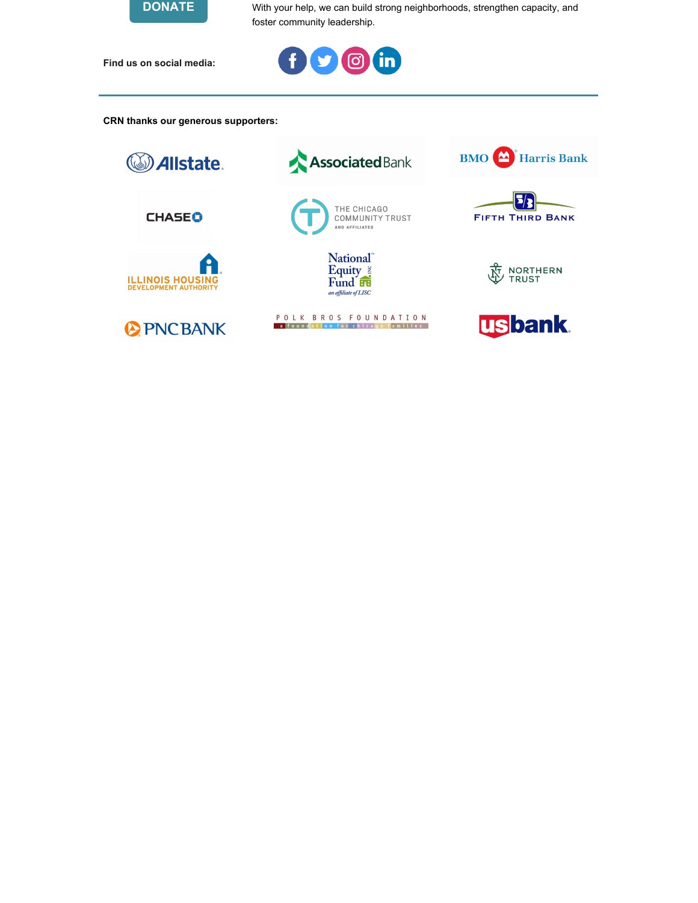DONATE

With your help, we can build strong neighborhoods, strengthen capacity, and foster community leadership.

**Find us on social media:**

---

**CRN thanks our generous supporters:**